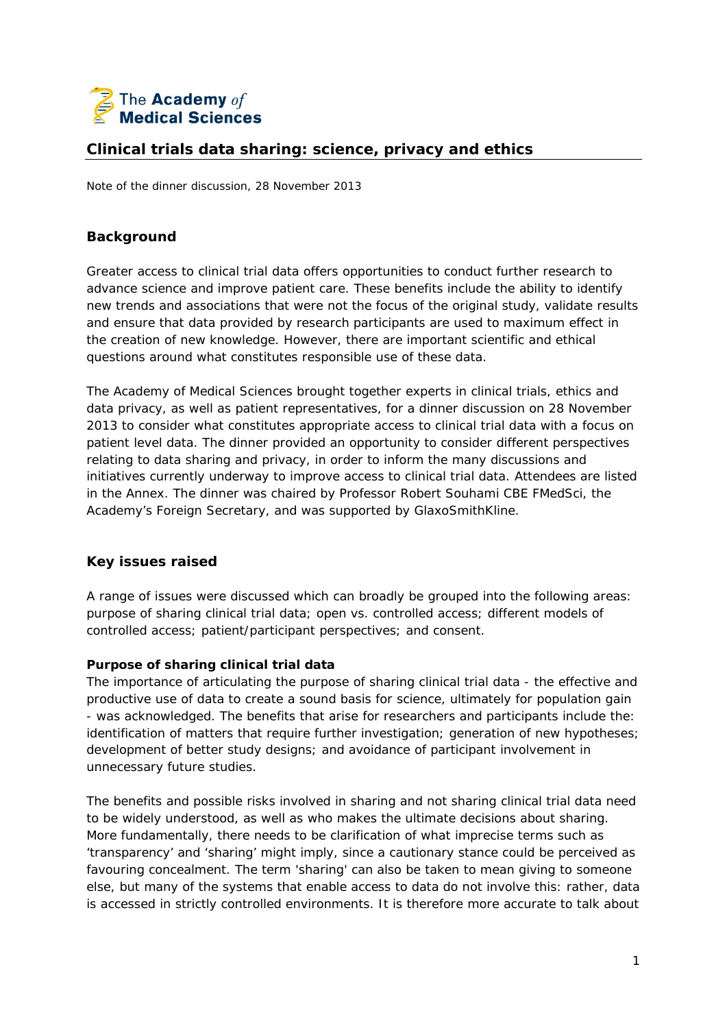The Academy *of* Medical Sciences

# Clinical trials data sharing: science, privacy and ethics

Note of the dinner discussion, 28 November 2013

## Background

Greater access to clinical trial data offers opportunities to conduct further research to advance science and improve patient care. These benefits include the ability to identify new trends and associations that were not the focus of the original study, validate results and ensure that data provided by research participants are used to maximum effect in the creation of new knowledge. However, there are important scientific and ethical questions around what constitutes responsible use of these data.

The Academy of Medical Sciences brought together experts in clinical trials, ethics and data privacy, as well as patient representatives, for a dinner discussion on 28 November 2013 to consider what constitutes appropriate access to clinical trial data with a focus on patient level data. The dinner provided an opportunity to consider different perspectives relating to data sharing and privacy, in order to inform the many discussions and initiatives currently underway to improve access to clinical trial data. Attendees are listed in the Annex. The dinner was chaired by Professor Robert Souhami CBE FMedSci, the Academy's Foreign Secretary, and was supported by GlaxoSmithKline.

## Key issues raised

A range of issues were discussed which can broadly be grouped into the following areas: purpose of sharing clinical trial data; open vs. controlled access; different models of controlled access; patient/participant perspectives; and consent.

### Purpose of sharing clinical trial data

The importance of articulating the purpose of sharing clinical trial data - the effective and productive use of data to create a sound basis for science, ultimately for population gain - was acknowledged. The benefits that arise for researchers and participants include the: identification of matters that require further investigation; generation of new hypotheses; development of better study designs; and avoidance of participant involvement in unnecessary future studies.

The benefits and possible risks involved in sharing and not sharing clinical trial data need to be widely understood, as well as who makes the ultimate decisions about sharing. More fundamentally, there needs to be clarification of what imprecise terms such as 'transparency' and 'sharing' might imply, since a cautionary stance could be perceived as favouring concealment. The term 'sharing' can also be taken to mean giving to someone else, but many of the systems that enable access to data do not involve this: rather, data is accessed in strictly controlled environments. It is therefore more accurate to talk about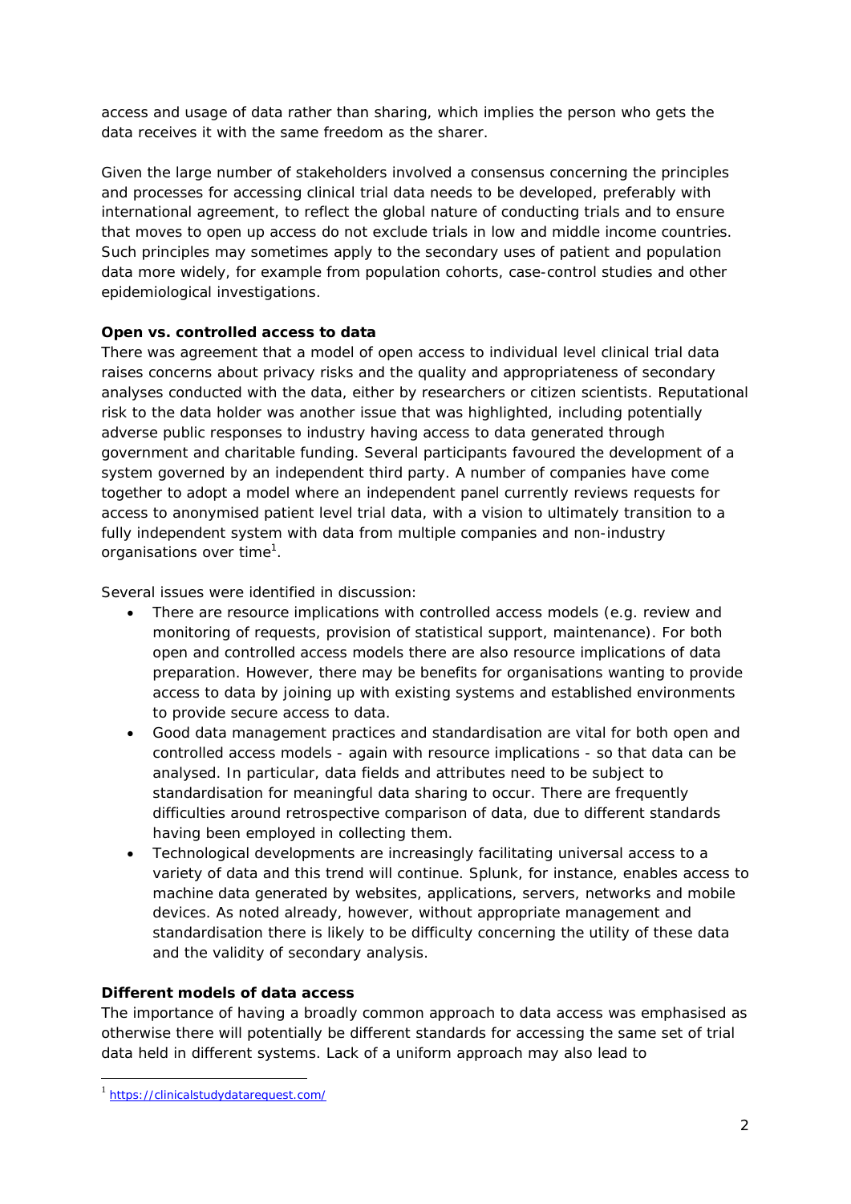access and usage of data rather than sharing, which implies the person who gets the data receives it with the same freedom as the sharer.

Given the large number of stakeholders involved a consensus concerning the principles and processes for accessing clinical trial data needs to be developed, preferably with international agreement, to reflect the global nature of conducting trials and to ensure that moves to open up access do not exclude trials in low and middle income countries. Such principles may sometimes apply to the secondary uses of patient and population data more widely, for example from population cohorts, case-control studies and other epidemiological investigations.

**Open vs. controlled access to data**

There was agreement that a model of open access to individual level clinical trial data raises concerns about privacy risks and the quality and appropriateness of secondary analyses conducted with the data, either by researchers or citizen scientists. Reputational risk to the data holder was another issue that was highlighted, including potentially adverse public responses to industry having access to data generated through government and charitable funding. Several participants favoured the development of a system governed by an independent third party. A number of companies have come together to adopt a model where an independent panel currently reviews requests for access to anonymised patient level trial data, with a vision to ultimately transition to a fully independent system with data from multiple companies and non-industry organisations over time[1].

Several issues were identified in discussion:

- There are resource implications with controlled access models (e.g. review and monitoring of requests, provision of statistical support, maintenance). For both open and controlled access models there are also resource implications of data preparation. However, there may be benefits for organisations wanting to provide access to data by joining up with existing systems and established environments to provide secure access to data.
- Good data management practices and standardisation are vital for both open and controlled access models - again with resource implications - so that data can be analysed. In particular, data fields and attributes need to be subject to standardisation for meaningful data sharing to occur. There are frequently difficulties around retrospective comparison of data, due to different standards having been employed in collecting them.
- Technological developments are increasingly facilitating universal access to a variety of data and this trend will continue. Splunk, for instance, enables access to machine data generated by websites, applications, servers, networks and mobile devices. As noted already, however, without appropriate management and standardisation there is likely to be difficulty concerning the utility of these data and the validity of secondary analysis.

**Different models of data access**

The importance of having a broadly common approach to data access was emphasised as otherwise there will potentially be different standards for accessing the same set of trial data held in different systems. Lack of a uniform approach may also lead to

[1] https://clinicalstudydatarequest.com/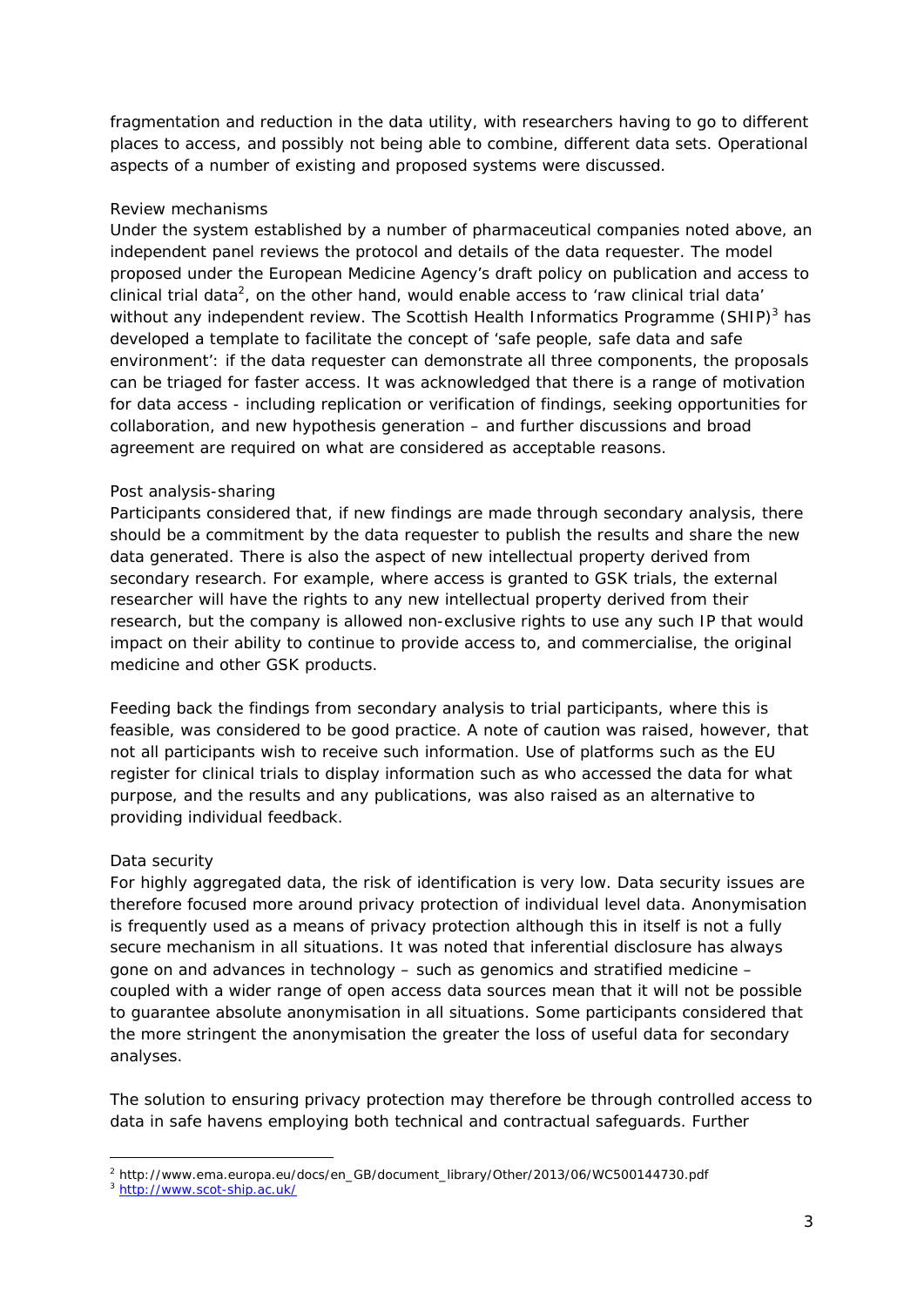fragmentation and reduction in the data utility, with researchers having to go to different places to access, and possibly not being able to combine, different data sets. Operational aspects of a number of existing and proposed systems were discussed.

*Review mechanisms*

Under the system established by a number of pharmaceutical companies noted above, an independent panel reviews the protocol and details of the data requester. The model proposed under the European Medicine Agency's draft policy on publication and access to clinical trial data[2], on the other hand, would enable access to 'raw clinical trial data' without any independent review. The Scottish Health Informatics Programme (SHIP)[3] has developed a template to facilitate the concept of 'safe people, safe data and safe environment': if the data requester can demonstrate all three components, the proposals can be triaged for faster access. It was acknowledged that there is a range of motivation for data access - including replication or verification of findings, seeking opportunities for collaboration, and new hypothesis generation – and further discussions and broad agreement are required on what are considered as acceptable reasons.

*Post analysis-sharing*

Participants considered that, if new findings are made through secondary analysis, there should be a commitment by the data requester to publish the results and share the new data generated. There is also the aspect of new intellectual property derived from secondary research. For example, where access is granted to GSK trials, the external researcher will have the rights to any new intellectual property derived from their research, but the company is allowed non-exclusive rights to use any such IP that would impact on their ability to continue to provide access to, and commercialise, the original medicine and other GSK products.

Feeding back the findings from secondary analysis to trial participants, where this is feasible, was considered to be good practice. A note of caution was raised, however, that not all participants wish to receive such information. Use of platforms such as the EU register for clinical trials to display information such as who accessed the data for what purpose, and the results and any publications, was also raised as an alternative to providing individual feedback.

*Data security*

For highly aggregated data, the risk of identification is very low. Data security issues are therefore focused more around privacy protection of individual level data. Anonymisation is frequently used as a means of privacy protection although this in itself is not a fully secure mechanism in all situations. It was noted that inferential disclosure has always gone on and advances in technology – such as genomics and stratified medicine – coupled with a wider range of open access data sources mean that it will not be possible to guarantee absolute anonymisation in all situations. Some participants considered that the more stringent the anonymisation the greater the loss of useful data for secondary analyses.

The solution to ensuring privacy protection may therefore be through controlled access to data in safe havens employing both technical and contractual safeguards. Further

[2] http://www.ema.europa.eu/docs/en_GB/document_library/Other/2013/06/WC500144730.pdf

[3] http://www.scot-ship.ac.uk/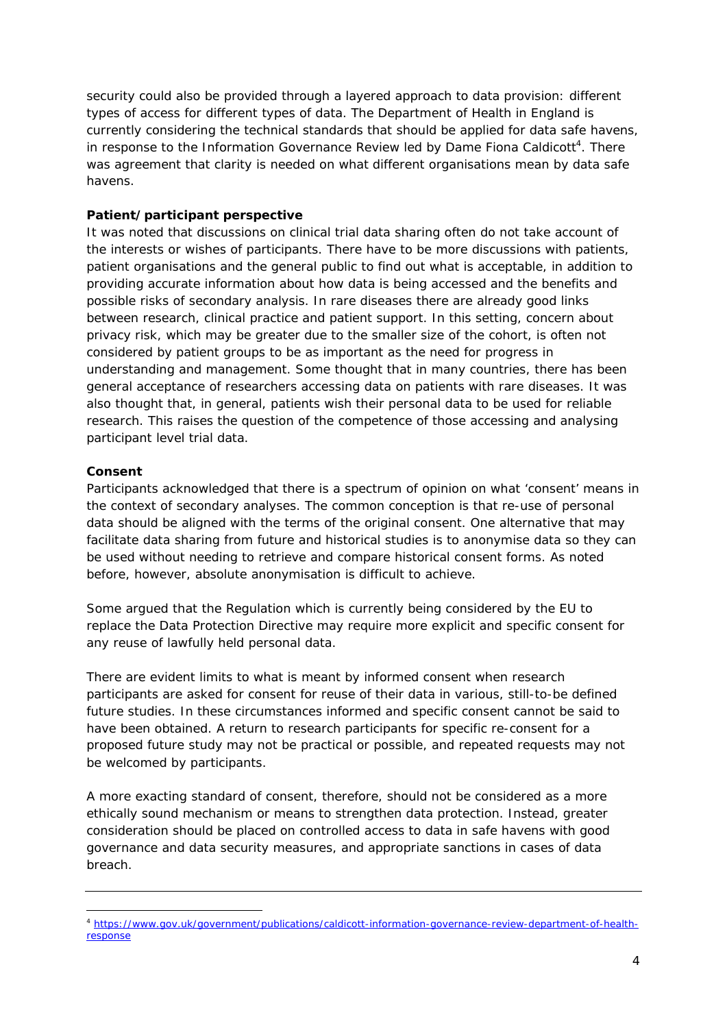security could also be provided through a layered approach to data provision: different types of access for different types of data. The Department of Health in England is currently considering the technical standards that should be applied for data safe havens, in response to the Information Governance Review led by Dame Fiona Caldicott[4]. There was agreement that clarity is needed on what different organisations mean by data safe havens.

**Patient/participant perspective**

It was noted that discussions on clinical trial data sharing often do not take account of the interests or wishes of participants. There have to be more discussions with patients, patient organisations and the general public to find out what is acceptable, in addition to providing accurate information about how data is being accessed and the benefits and possible risks of secondary analysis. In rare diseases there are already good links between research, clinical practice and patient support. In this setting, concern about privacy risk, which may be greater due to the smaller size of the cohort, is often not considered by patient groups to be as important as the need for progress in understanding and management. Some thought that in many countries, there has been general acceptance of researchers accessing data on patients with rare diseases. It was also thought that, in general, patients wish their personal data to be used for reliable research. This raises the question of the competence of those accessing and analysing participant level trial data.

**Consent**

Participants acknowledged that there is a spectrum of opinion on what 'consent' means in the context of secondary analyses. The common conception is that re-use of personal data should be aligned with the terms of the original consent. One alternative that may facilitate data sharing from future and historical studies is to anonymise data so they can be used without needing to retrieve and compare historical consent forms. As noted before, however, absolute anonymisation is difficult to achieve.

Some argued that the Regulation which is currently being considered by the EU to replace the Data Protection Directive may require more explicit and specific consent for any reuse of lawfully held personal data.

There are evident limits to what is meant by informed consent when research participants are asked for consent for reuse of their data in various, still-to-be defined future studies. In these circumstances informed and specific consent cannot be said to have been obtained. A return to research participants for specific re-consent for a proposed future study may not be practical or possible, and repeated requests may not be welcomed by participants.

A more exacting standard of consent, therefore, should not be considered as a more ethically sound mechanism or means to strengthen data protection. Instead, greater consideration should be placed on controlled access to data in safe havens with good governance and data security measures, and appropriate sanctions in cases of data breach.

---

[4] https://www.gov.uk/government/publications/caldicott-information-governance-review-department-of-health-response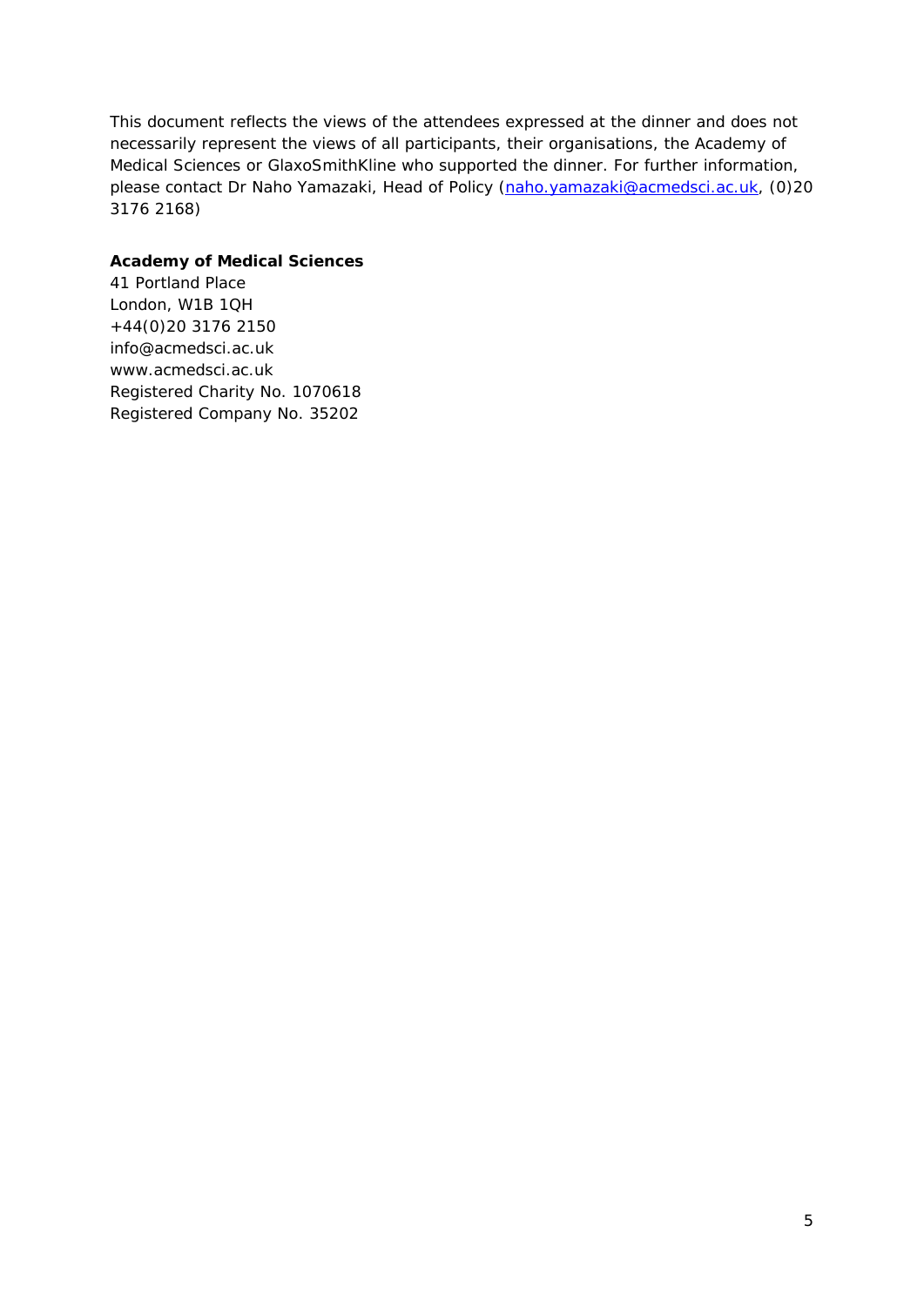This document reflects the views of the attendees expressed at the dinner and does not necessarily represent the views of all participants, their organisations, the Academy of Medical Sciences or GlaxoSmithKline who supported the dinner. For further information, please contact Dr Naho Yamazaki, Head of Policy (naho.yamazaki@acmedsci.ac.uk, (0)20 3176 2168)

**Academy of Medical Sciences**
41 Portland Place
London, W1B 1QH
+44(0)20 3176 2150
info@acmedsci.ac.uk
www.acmedsci.ac.uk
Registered Charity No. 1070618
Registered Company No. 35202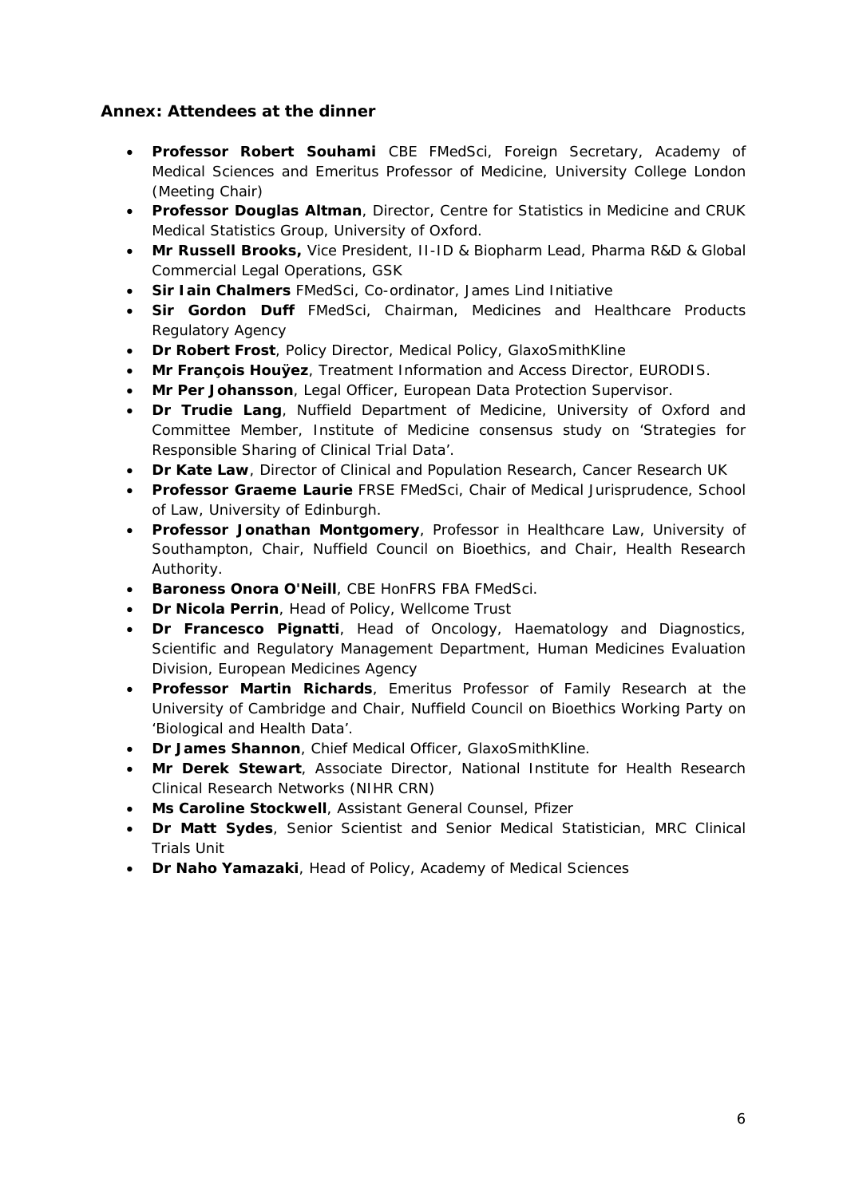## Annex: Attendees at the dinner

- **Professor Robert Souhami** CBE FMedSci, Foreign Secretary, Academy of Medical Sciences and Emeritus Professor of Medicine, University College London (Meeting Chair)
- **Professor Douglas Altman**, Director, Centre for Statistics in Medicine and CRUK Medical Statistics Group, University of Oxford.
- **Mr Russell Brooks,** Vice President, II-ID & Biopharm Lead, Pharma R&D & Global Commercial Legal Operations, GSK
- **Sir Iain Chalmers** FMedSci, Co-ordinator, James Lind Initiative
- **Sir Gordon Duff** FMedSci, Chairman, Medicines and Healthcare Products Regulatory Agency
- **Dr Robert Frost**, Policy Director, Medical Policy, GlaxoSmithKline
- **Mr François Houÿez**, Treatment Information and Access Director, EURODIS.
- **Mr Per Johansson**, Legal Officer, European Data Protection Supervisor.
- **Dr Trudie Lang**, Nuffield Department of Medicine, University of Oxford and Committee Member, Institute of Medicine consensus study on 'Strategies for Responsible Sharing of Clinical Trial Data'.
- **Dr Kate Law**, Director of Clinical and Population Research, Cancer Research UK
- **Professor Graeme Laurie** FRSE FMedSci, Chair of Medical Jurisprudence, School of Law, University of Edinburgh.
- **Professor Jonathan Montgomery**, Professor in Healthcare Law, University of Southampton, Chair, Nuffield Council on Bioethics, and Chair, Health Research Authority.
- **Baroness Onora O'Neill**, CBE HonFRS FBA FMedSci.
- **Dr Nicola Perrin**, Head of Policy, Wellcome Trust
- **Dr Francesco Pignatti**, Head of Oncology, Haematology and Diagnostics, Scientific and Regulatory Management Department, Human Medicines Evaluation Division, European Medicines Agency
- **Professor Martin Richards**, Emeritus Professor of Family Research at the University of Cambridge and Chair, Nuffield Council on Bioethics Working Party on 'Biological and Health Data'.
- **Dr James Shannon**, Chief Medical Officer, GlaxoSmithKline.
- **Mr Derek Stewart**, Associate Director, National Institute for Health Research Clinical Research Networks (NIHR CRN)
- **Ms Caroline Stockwell**, Assistant General Counsel, Pfizer
- **Dr Matt Sydes**, Senior Scientist and Senior Medical Statistician, MRC Clinical Trials Unit
- **Dr Naho Yamazaki**, Head of Policy, Academy of Medical Sciences